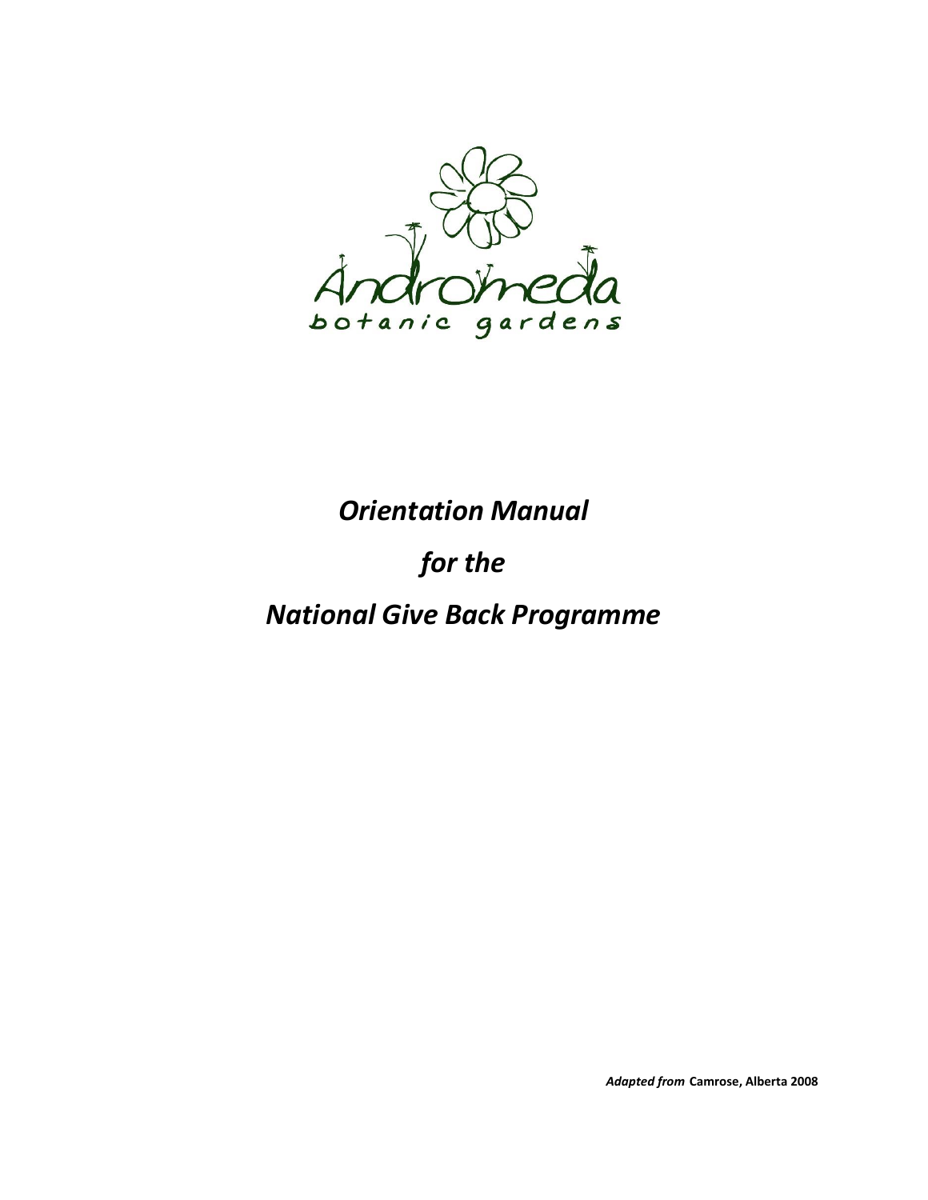Andromeda

botanic gardens

# *Orientation Manual*

# *for the*

# *National Give Back Programme*

***Adapted from*** **Camrose, Alberta 2008**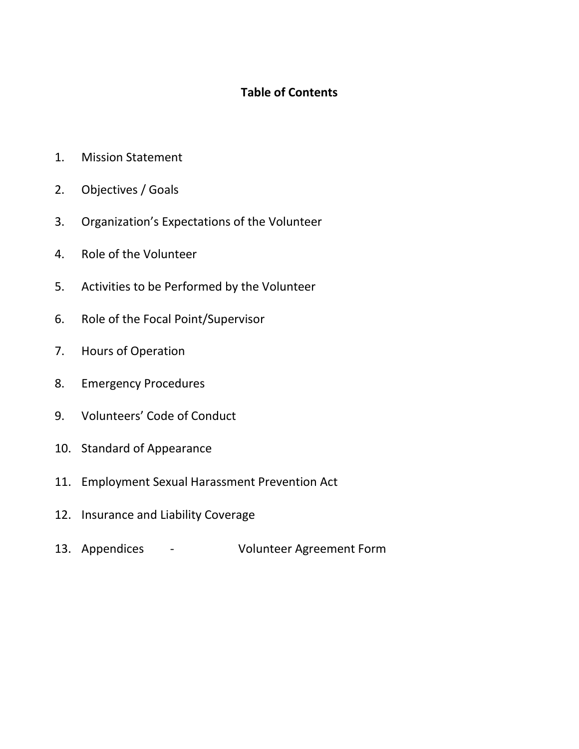## Table of Contents

1. Mission Statement
2. Objectives / Goals
3. Organization's Expectations of the Volunteer
4. Role of the Volunteer
5. Activities to be Performed by the Volunteer
6. Role of the Focal Point/Supervisor
7. Hours of Operation
8. Emergency Procedures
9. Volunteers' Code of Conduct
10. Standard of Appearance
11. Employment Sexual Harassment Prevention Act
12. Insurance and Liability Coverage
13. Appendices - Volunteer Agreement Form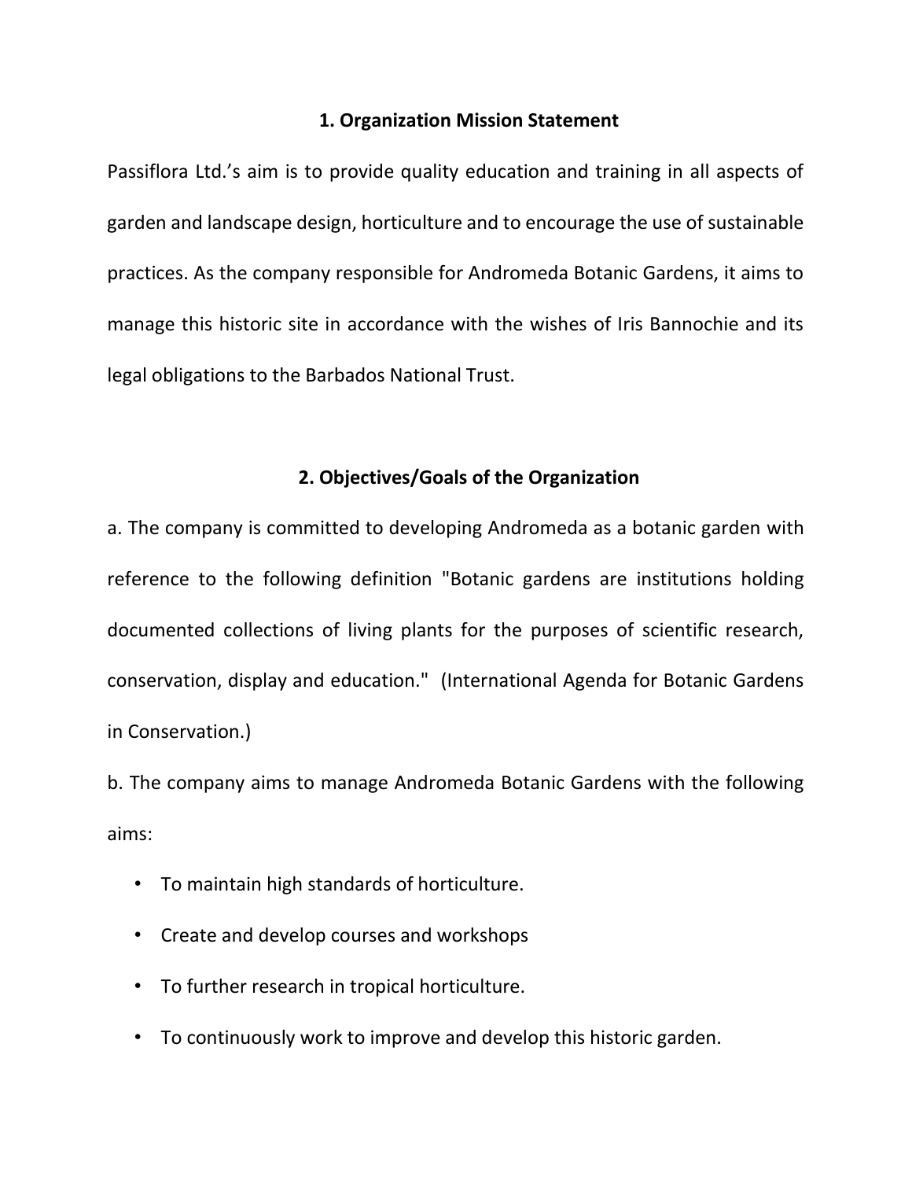## 1. Organization Mission Statement

Passiflora Ltd.'s aim is to provide quality education and training in all aspects of garden and landscape design, horticulture and to encourage the use of sustainable practices. As the company responsible for Andromeda Botanic Gardens, it aims to manage this historic site in accordance with the wishes of Iris Bannochie and its legal obligations to the Barbados National Trust.

## 2. Objectives/Goals of the Organization

a. The company is committed to developing Andromeda as a botanic garden with reference to the following definition "Botanic gardens are institutions holding documented collections of living plants for the purposes of scientific research, conservation, display and education." (International Agenda for Botanic Gardens in Conservation.)

b. The company aims to manage Andromeda Botanic Gardens with the following aims:

- To maintain high standards of horticulture.
- Create and develop courses and workshops
- To further research in tropical horticulture.
- To continuously work to improve and develop this historic garden.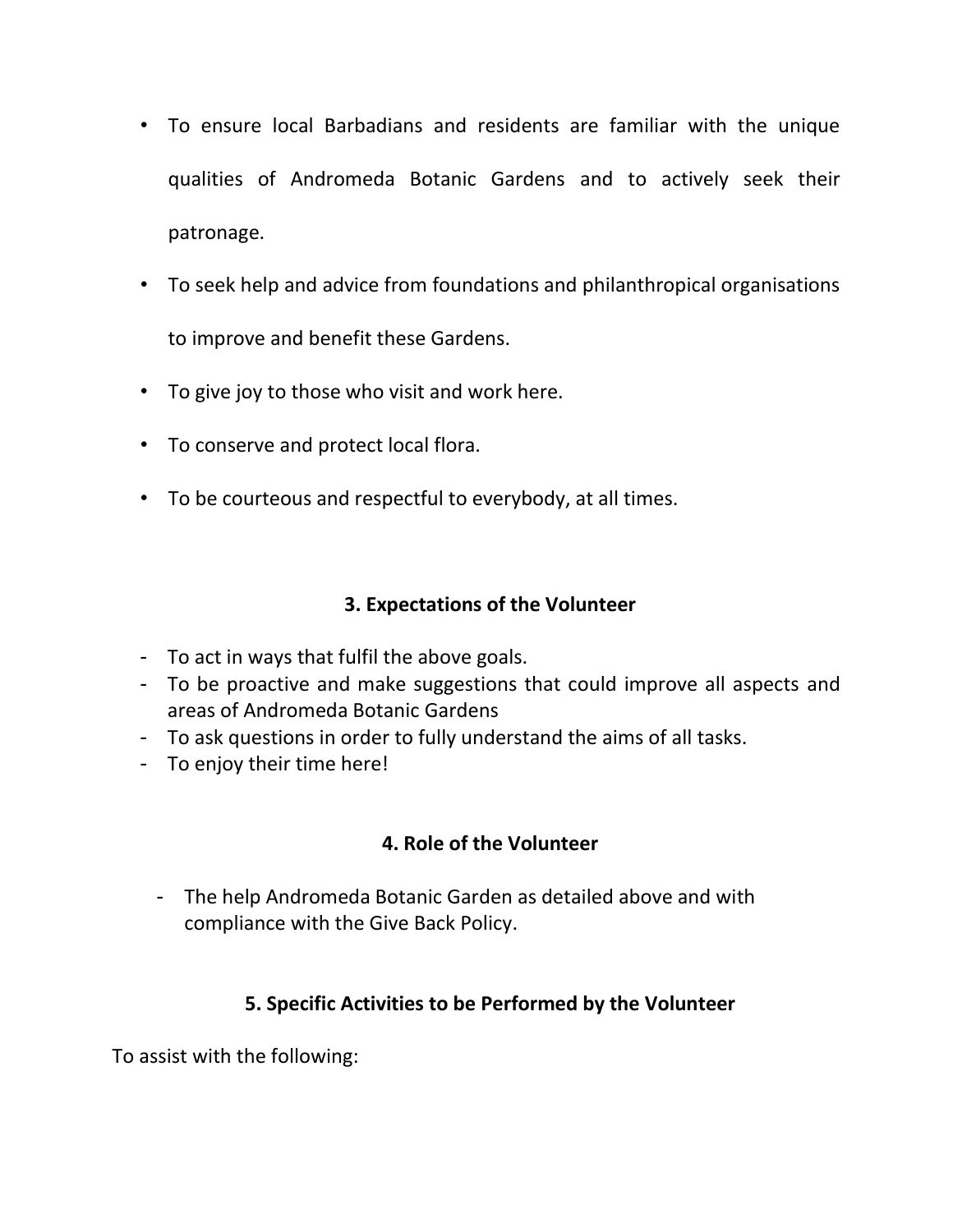- To ensure local Barbadians and residents are familiar with the unique qualities of Andromeda Botanic Gardens and to actively seek their patronage.
- To seek help and advice from foundations and philanthropical organisations to improve and benefit these Gardens.
- To give joy to those who visit and work here.
- To conserve and protect local flora.
- To be courteous and respectful to everybody, at all times.

## 3. Expectations of the Volunteer

- To act in ways that fulfil the above goals.
- To be proactive and make suggestions that could improve all aspects and areas of Andromeda Botanic Gardens
- To ask questions in order to fully understand the aims of all tasks.
- To enjoy their time here!

## 4. Role of the Volunteer

- The help Andromeda Botanic Garden as detailed above and with compliance with the Give Back Policy.

## 5. Specific Activities to be Performed by the Volunteer

To assist with the following: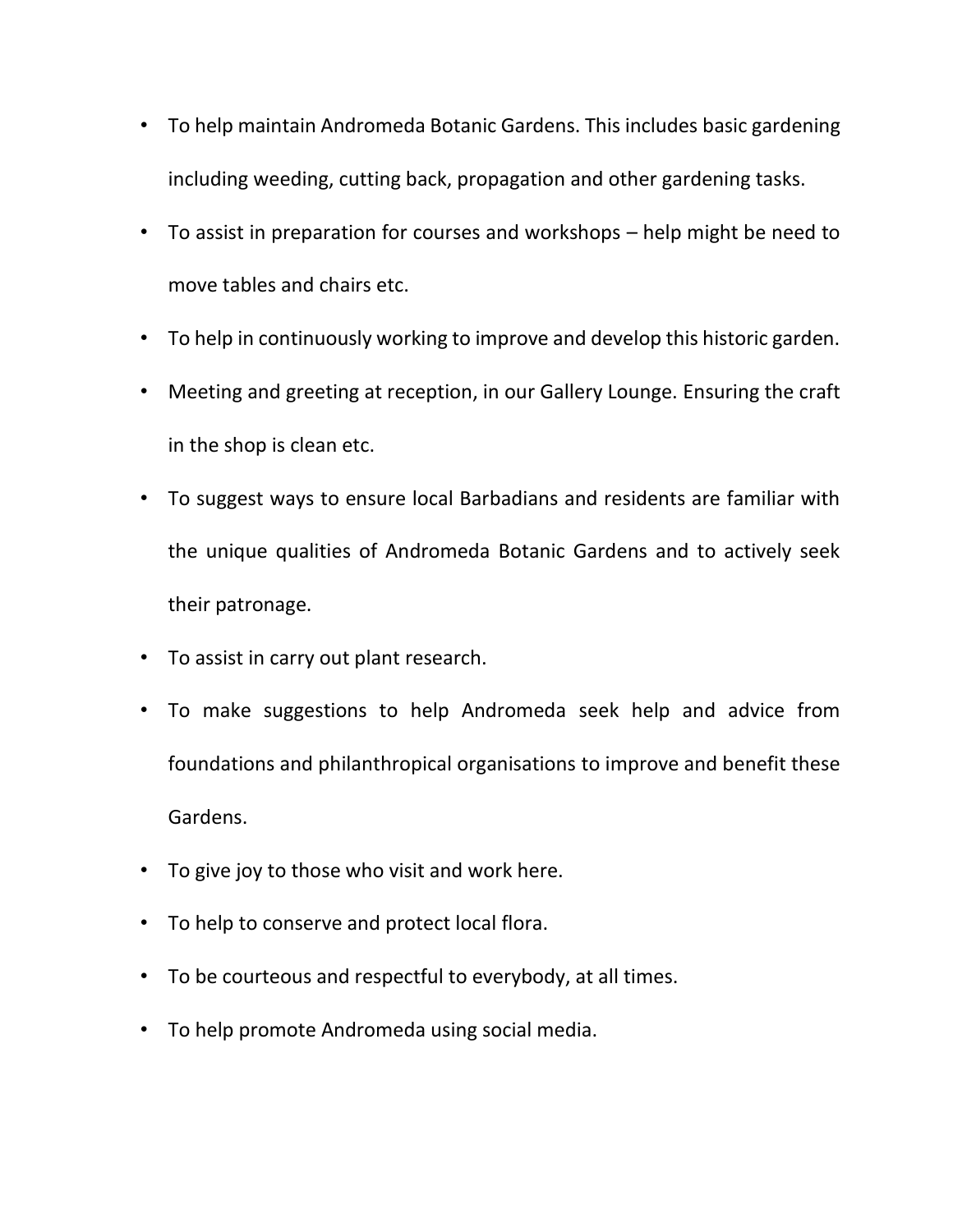- To help maintain Andromeda Botanic Gardens. This includes basic gardening including weeding, cutting back, propagation and other gardening tasks.
- To assist in preparation for courses and workshops – help might be need to move tables and chairs etc.
- To help in continuously working to improve and develop this historic garden.
- Meeting and greeting at reception, in our Gallery Lounge. Ensuring the craft in the shop is clean etc.
- To suggest ways to ensure local Barbadians and residents are familiar with the unique qualities of Andromeda Botanic Gardens and to actively seek their patronage.
- To assist in carry out plant research.
- To make suggestions to help Andromeda seek help and advice from foundations and philanthropical organisations to improve and benefit these Gardens.
- To give joy to those who visit and work here.
- To help to conserve and protect local flora.
- To be courteous and respectful to everybody, at all times.
- To help promote Andromeda using social media.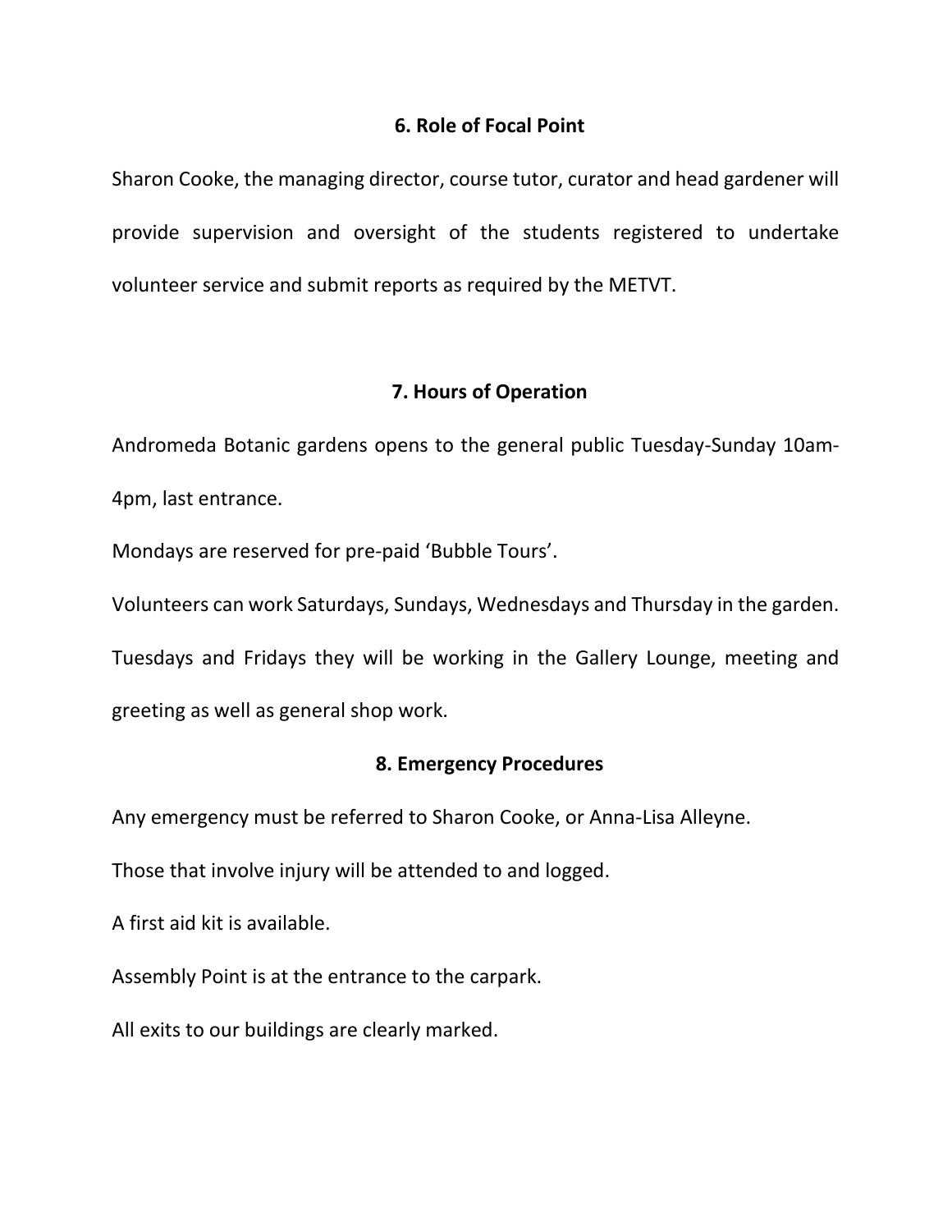## 6. Role of Focal Point

Sharon Cooke, the managing director, course tutor, curator and head gardener will provide supervision and oversight of the students registered to undertake volunteer service and submit reports as required by the METVT.

## 7. Hours of Operation

Andromeda Botanic gardens opens to the general public Tuesday-Sunday 10am-4pm, last entrance.

Mondays are reserved for pre-paid 'Bubble Tours'.

Volunteers can work Saturdays, Sundays, Wednesdays and Thursday in the garden. Tuesdays and Fridays they will be working in the Gallery Lounge, meeting and greeting as well as general shop work.

## 8. Emergency Procedures

Any emergency must be referred to Sharon Cooke, or Anna-Lisa Alleyne.

Those that involve injury will be attended to and logged.

A first aid kit is available.

Assembly Point is at the entrance to the carpark.

All exits to our buildings are clearly marked.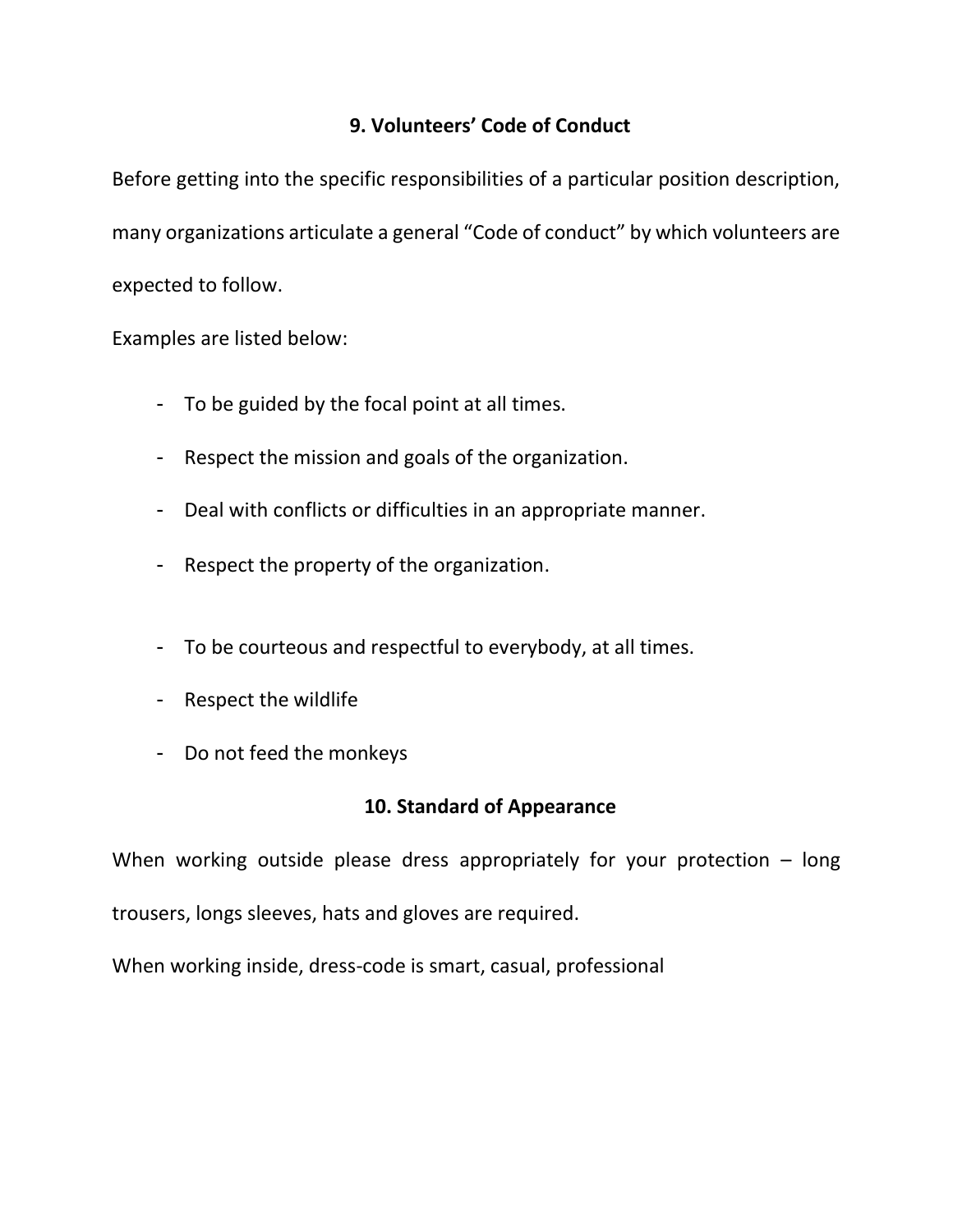## 9. Volunteers' Code of Conduct

Before getting into the specific responsibilities of a particular position description, many organizations articulate a general "Code of conduct" by which volunteers are expected to follow.

Examples are listed below:

- To be guided by the focal point at all times.
- Respect the mission and goals of the organization.
- Deal with conflicts or difficulties in an appropriate manner.
- Respect the property of the organization.
- To be courteous and respectful to everybody, at all times.
- Respect the wildlife
- Do not feed the monkeys

## 10. Standard of Appearance

When working outside please dress appropriately for your protection – long trousers, longs sleeves, hats and gloves are required.

When working inside, dress-code is smart, casual, professional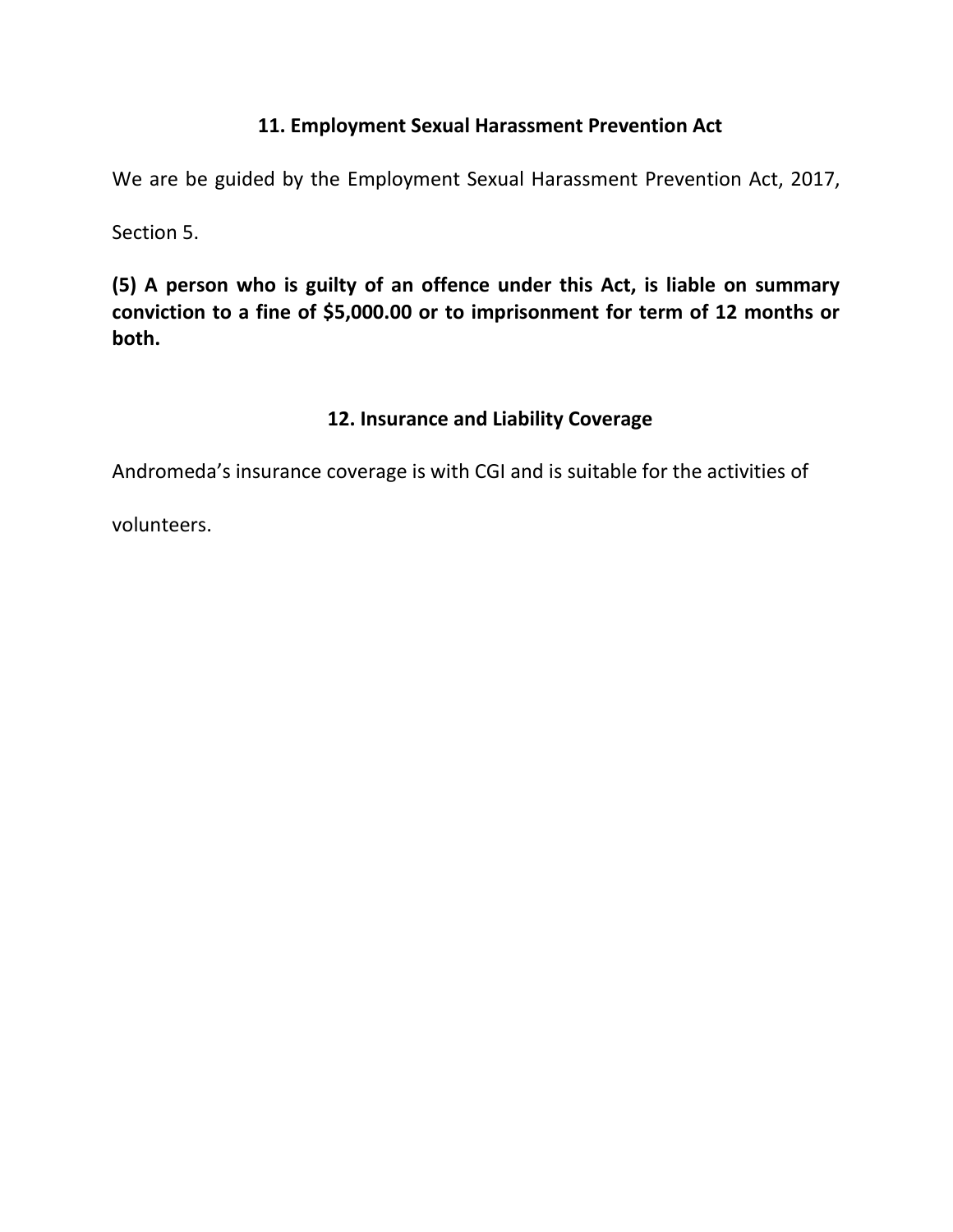## 11. Employment Sexual Harassment Prevention Act

We are be guided by the Employment Sexual Harassment Prevention Act, 2017, Section 5.

**(5) A person who is guilty of an offence under this Act, is liable on summary conviction to a fine of $5,000.00 or to imprisonment for term of 12 months or both.**

## 12. Insurance and Liability Coverage

Andromeda's insurance coverage is with CGI and is suitable for the activities of volunteers.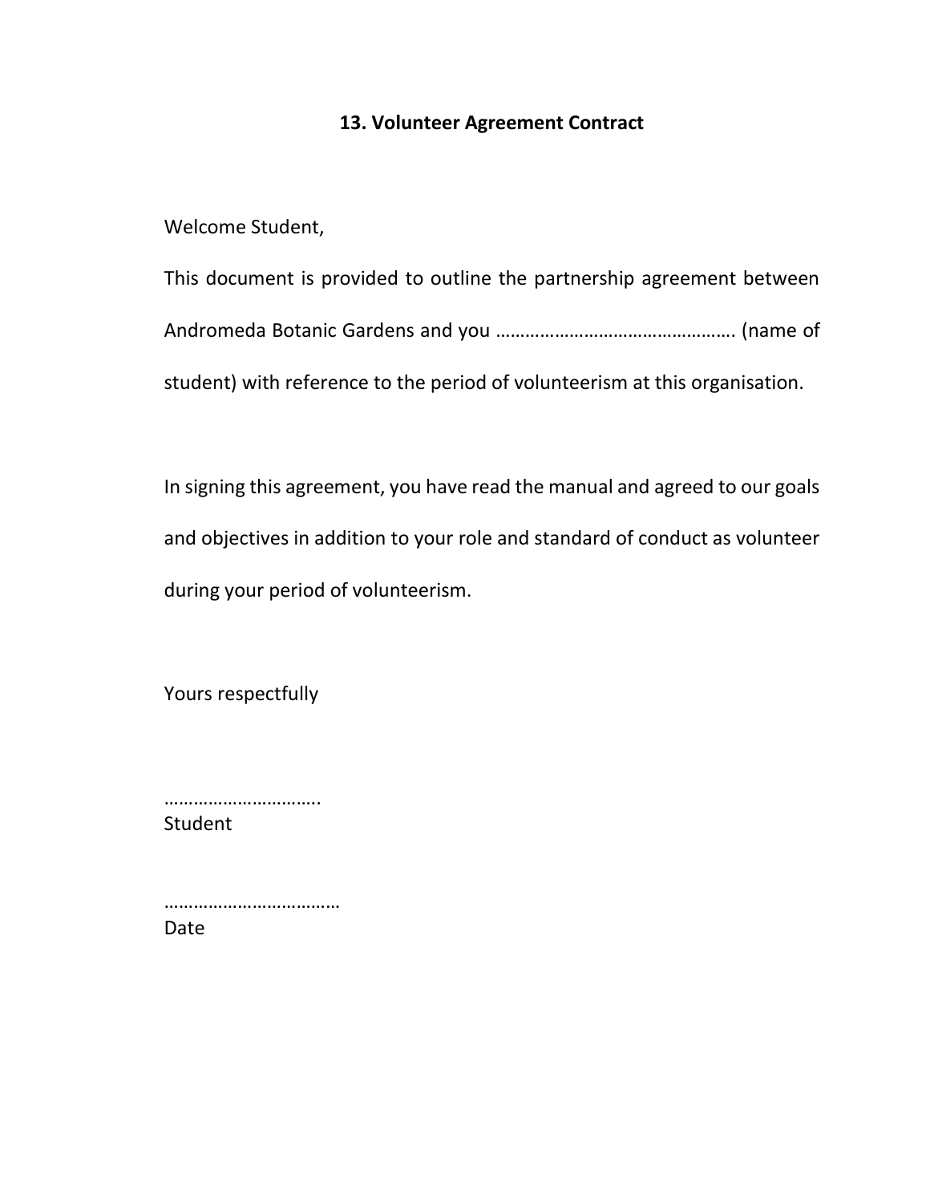## 13. Volunteer Agreement Contract

Welcome Student,

This document is provided to outline the partnership agreement between Andromeda Botanic Gardens and you ………………………………………… (name of student) with reference to the period of volunteerism at this organisation.

In signing this agreement, you have read the manual and agreed to our goals and objectives in addition to your role and standard of conduct as volunteer during your period of volunteerism.

Yours respectfully

…………………………..
Student

………………………………
Date